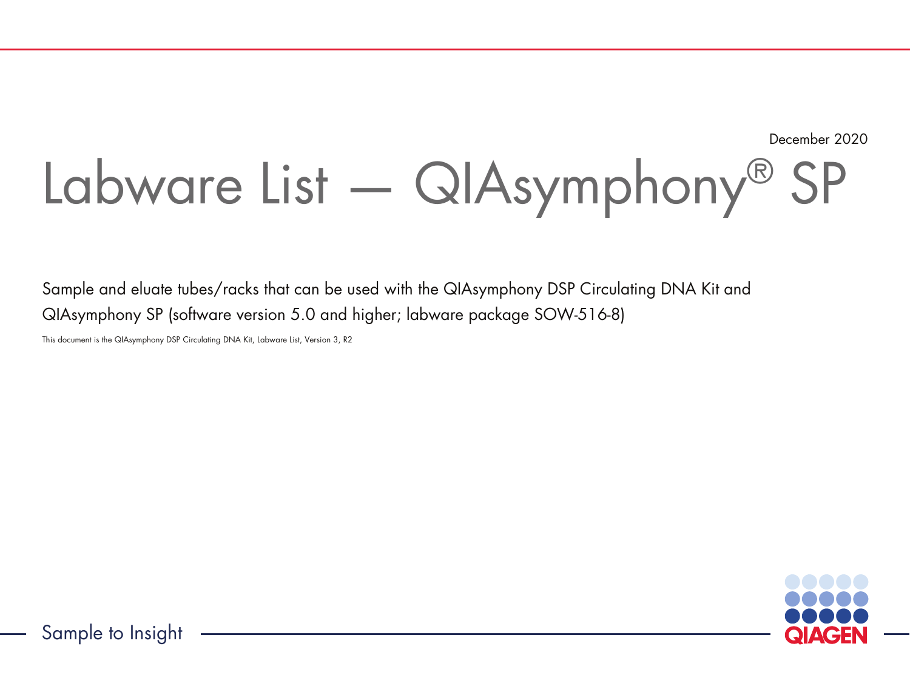December 2020

# Labware List — QIAsymphony® SP

Sample and eluate tubes/racks that can be used with the QIAsymphony DSP Circulating DNA Kit and QIAsymphony SP (software version 5.0 and higher; labware package SOW-516-8)

This document is the QIAsymphony DSP Circulating DNA Kit, Labware List, Version 3, R2

Sample to Insight

QIAGEN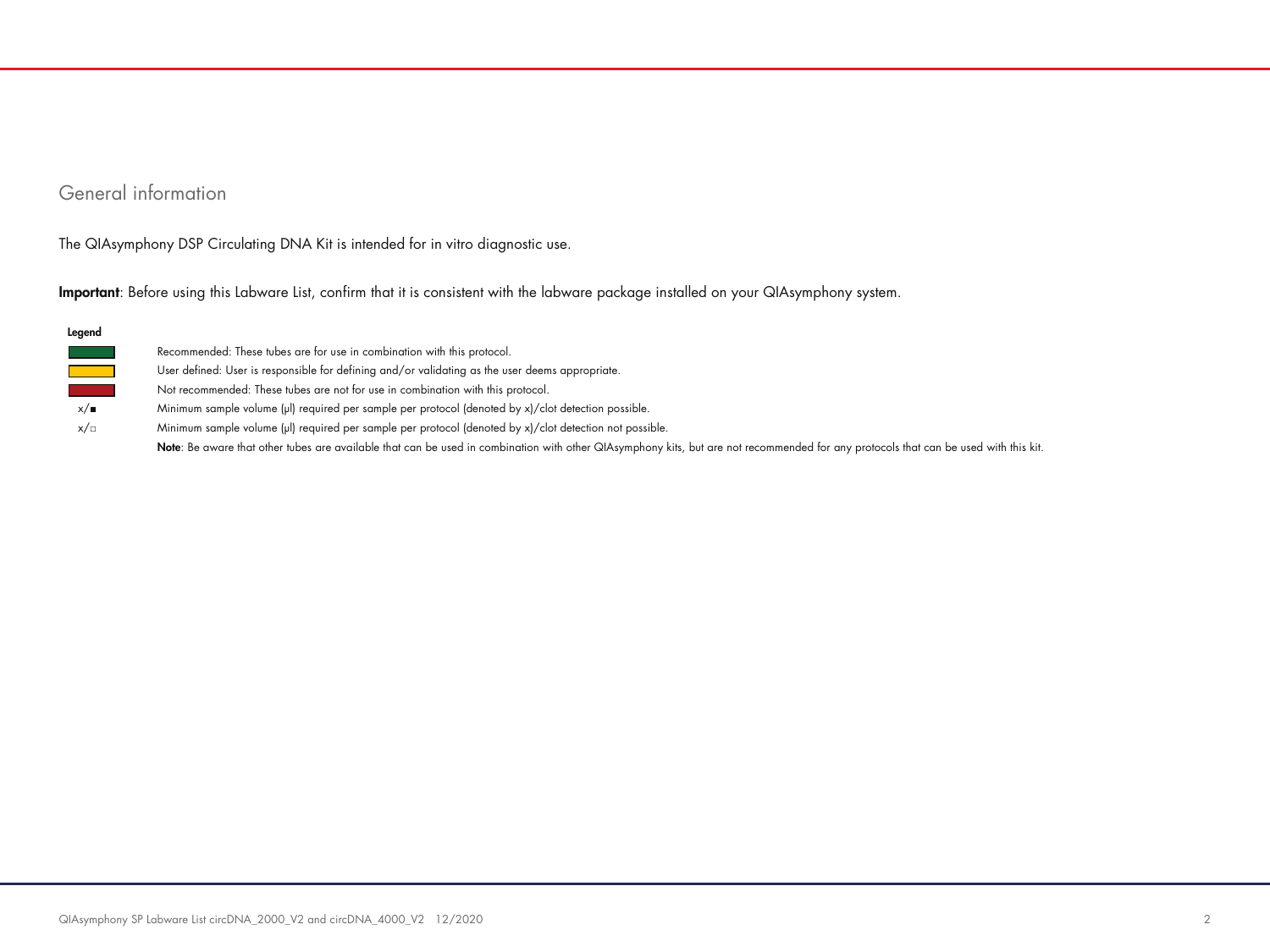## General information

The QIAsymphony DSP Circulating DNA Kit is intended for in vitro diagnostic use.

**Important**: Before using this Labware List, confirm that it is consistent with the labware package installed on your QIAsymphony system.

**Legend**

| | |
|---|---|
| (green) | Recommended: These tubes are for use in combination with this protocol. |
| (yellow) | User defined: User is responsible for defining and/or validating as the user deems appropriate. |
| (red) | Not recommended: These tubes are not for use in combination with this protocol. |
| x/■ | Minimum sample volume (µl) required per sample per protocol (denoted by x)/clot detection possible. |
| x/□ | Minimum sample volume (µl) required per sample per protocol (denoted by x)/clot detection not possible. |

**Note**: Be aware that other tubes are available that can be used in combination with other QIAsymphony kits, but are not recommended for any protocols that can be used with this kit.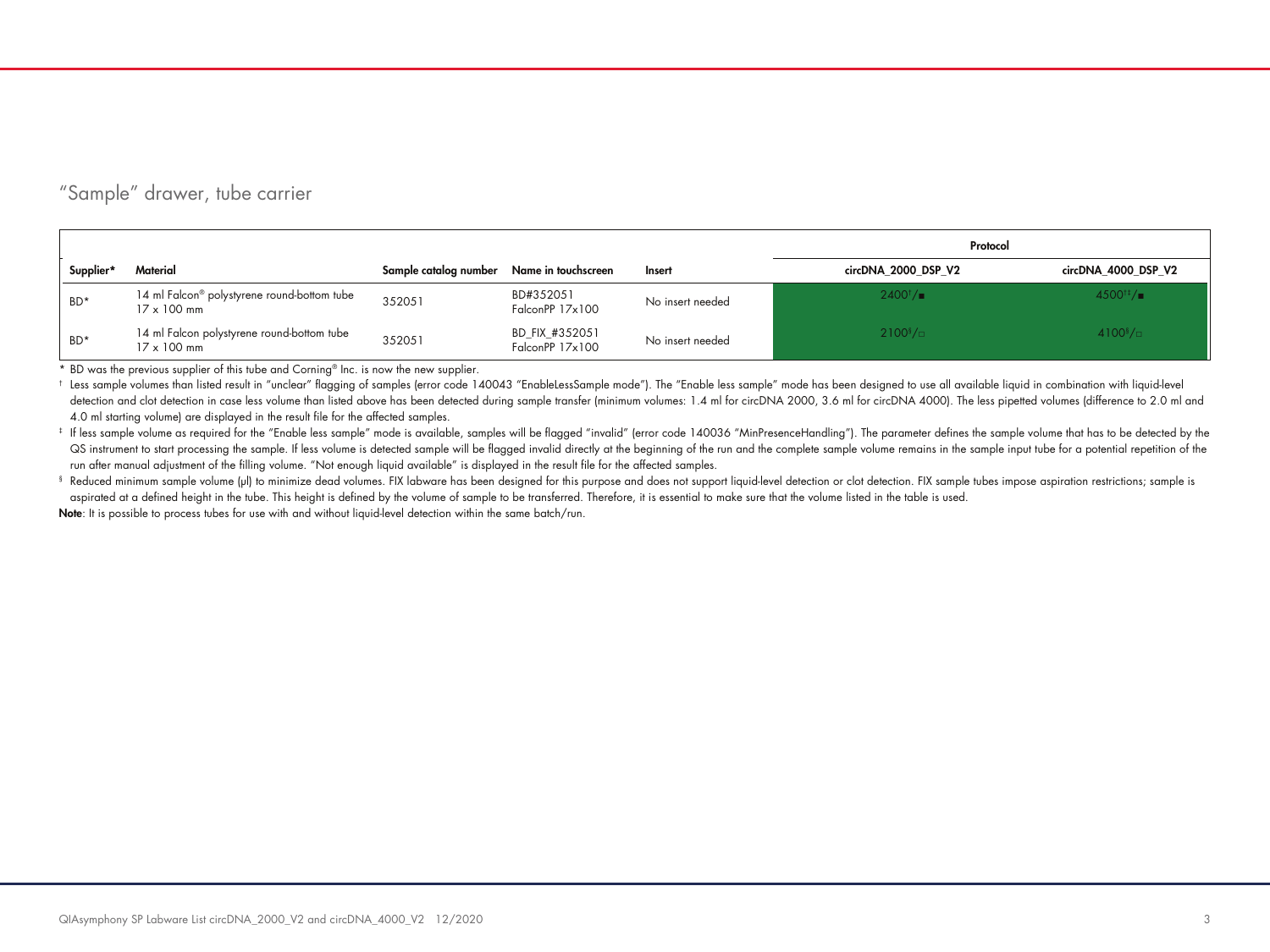## "Sample" drawer, tube carrier

| | | | | | Protocol | |
|---|---|---|---|---|---|---|
| **Supplier*** | **Material** | **Sample catalog number** | **Name in touchscreen** | **Insert** | **circDNA_2000_DSP_V2** | **circDNA_4000_DSP_V2** |
| BD* | 14 ml Falcon® polystyrene round-bottom tube 17 x 100 mm | 352051 | BD#352051 FalconPP 17x100 | No insert needed | 2400[†]/■ | 4500[†‡]/■ |
| BD* | 14 ml Falcon polystyrene round-bottom tube 17 x 100 mm | 352051 | BD_FIX_#352051 FalconPP 17x100 | No insert needed | 2100[§]/□ | 4100[§]/□ |

\* BD was the previous supplier of this tube and Corning® Inc. is now the new supplier.

† Less sample volumes than listed result in "unclear" flagging of samples (error code 140043 "EnableLessSample mode"). The "Enable less sample" mode has been designed to use all available liquid in combination with liquid-level detection and clot detection in case less volume than listed above has been detected during sample transfer (minimum volumes: 1.4 ml for circDNA 2000, 3.6 ml for circDNA 4000). The less pipetted volumes (difference to 2.0 ml and 4.0 ml starting volume) are displayed in the result file for the affected samples.

‡ If less sample volume as required for the "Enable less sample" mode is available, samples will be flagged "invalid" (error code 140036 "MinPresenceHandling"). The parameter defines the sample volume that has to be detected by the QS instrument to start processing the sample. If less volume is detected sample will be flagged invalid directly at the beginning of the run and the complete sample volume remains in the sample input tube for a potential repetition of the run after manual adjustment of the filling volume. "Not enough liquid available" is displayed in the result file for the affected samples.

§ Reduced minimum sample volume (µl) to minimize dead volumes. FIX labware has been designed for this purpose and does not support liquid-level detection or clot detection. FIX sample tubes impose aspiration restrictions; sample is aspirated at a defined height in the tube. This height is defined by the volume of sample to be transferred. Therefore, it is essential to make sure that the volume listed in the table is used.

**Note**: It is possible to process tubes for use with and without liquid-level detection within the same batch/run.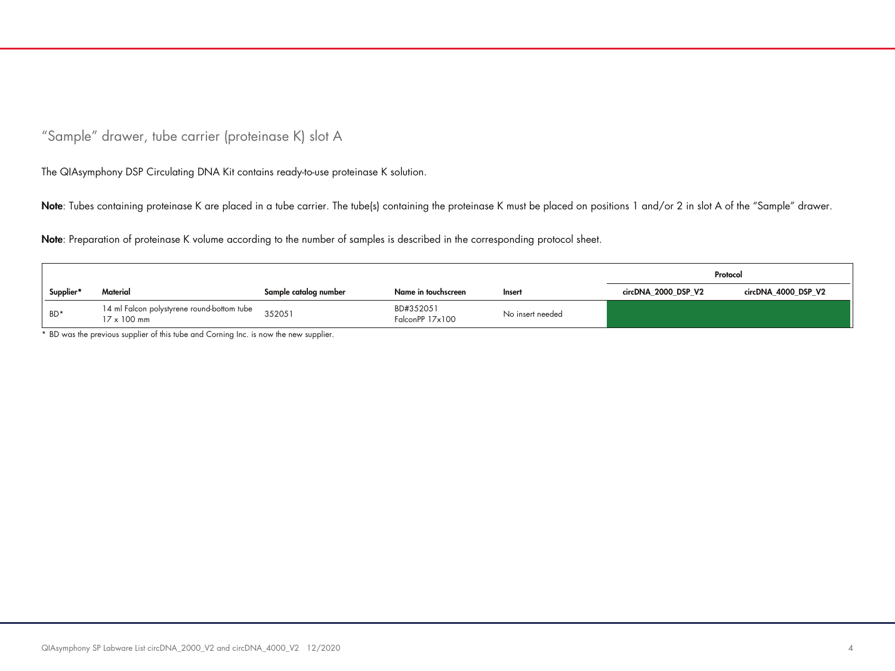## "Sample" drawer, tube carrier (proteinase K) slot A

The QIAsymphony DSP Circulating DNA Kit contains ready-to-use proteinase K solution.

**Note**: Tubes containing proteinase K are placed in a tube carrier. The tube(s) containing the proteinase K must be placed on positions 1 and/or 2 in slot A of the "Sample" drawer.

**Note**: Preparation of proteinase K volume according to the number of samples is described in the corresponding protocol sheet.

| | | | | | Protocol | |
|---|---|---|---|---|---|---|
| **Supplier*** | **Material** | **Sample catalog number** | **Name in touchscreen** | **Insert** | **circDNA_2000_DSP_V2** | **circDNA_4000_DSP_V2** |
| BD* | 14 ml Falcon polystyrene round-bottom tube 17 x 100 mm | 352051 | BD#352051 FalconPP 17x100 | No insert needed | | |

\* BD was the previous supplier of this tube and Corning Inc. is now the new supplier.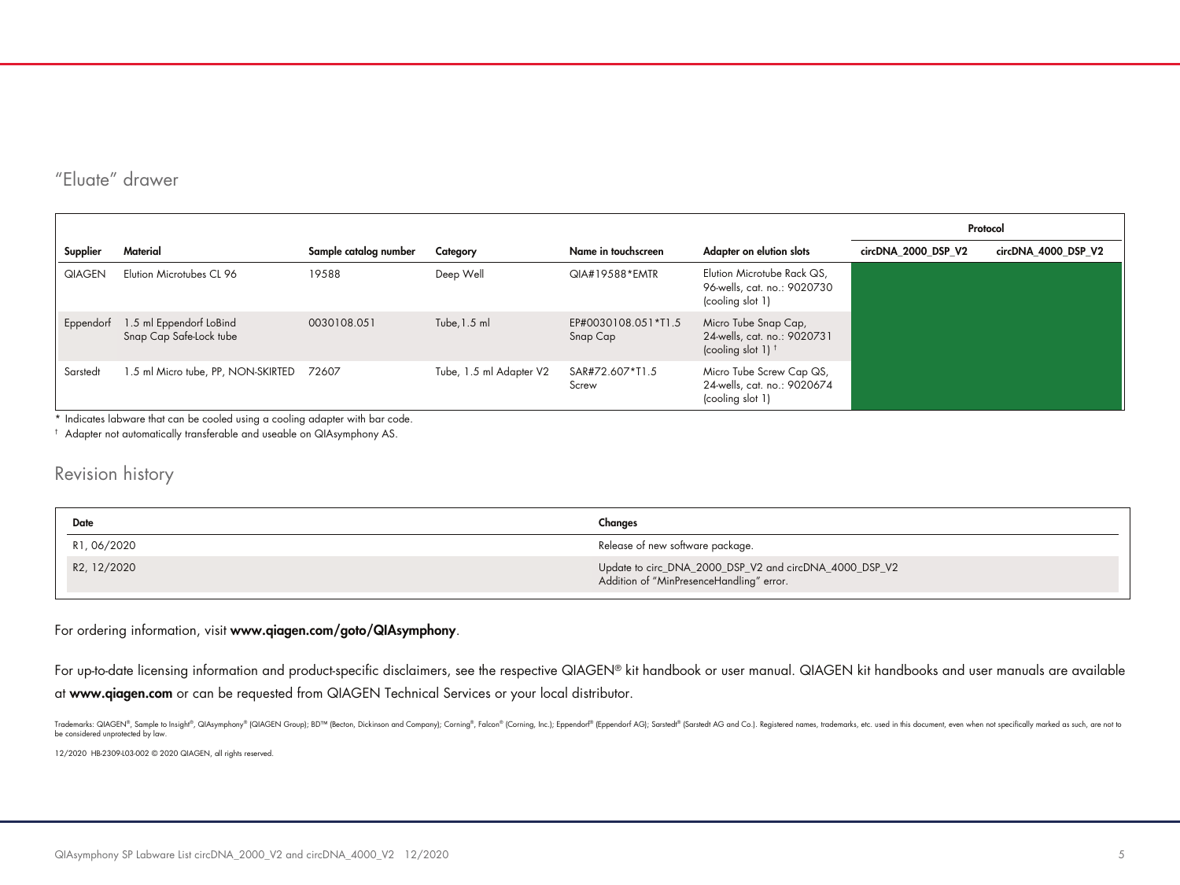## "Eluate" drawer

| Supplier | Material | Sample catalog number | Category | Name in touchscreen | Adapter on elution slots | Protocol | |
|---|---|---|---|---|---|---|---|
| | | | | | | circDNA_2000_DSP_V2 | circDNA_4000_DSP_V2 |
| QIAGEN | Elution Microtubes CL 96 | 19588 | Deep Well | QIA#19588*EMTR | Elution Microtube Rack QS, 96-wells, cat. no.: 9020730 (cooling slot 1) | | |
| Eppendorf | 1.5 ml Eppendorf LoBind Snap Cap Safe-Lock tube | 0030108.051 | Tube, 1.5 ml | EP#0030108.051*T1.5 Snap Cap | Micro Tube Snap Cap, 24-wells, cat. no.: 9020731 (cooling slot 1) † | | |
| Sarstedt | 1.5 ml Micro tube, PP, NON-SKIRTED | 72607 | Tube, 1.5 ml Adapter V2 | SAR#72.607*T1.5 Screw | Micro Tube Screw Cap QS, 24-wells, cat. no.: 9020674 (cooling slot 1) | | |

* Indicates labware that can be cooled using a cooling adapter with bar code.

† Adapter not automatically transferable and useable on QIAsymphony AS.

## Revision history

| Date | Changes |
|---|---|
| R1, 06/2020 | Release of new software package. |
| R2, 12/2020 | Update to circ_DNA_2000_DSP_V2 and circDNA_4000_DSP_V2<br>Addition of "MinPresenceHandling" error. |

For ordering information, visit **www.qiagen.com/goto/QIAsymphony**.

For up-to-date licensing information and product-specific disclaimers, see the respective QIAGEN® kit handbook or user manual. QIAGEN kit handbooks and user manuals are available at **www.qiagen.com** or can be requested from QIAGEN Technical Services or your local distributor.

Trademarks: QIAGEN®, Sample to Insight®, QIAsymphony® (QIAGEN Group); BD™ (Becton, Dickinson and Company); Corning®, Falcon® (Corning, Inc.); Eppendorf® (Eppendorf AG); Sarstedt® (Sarstedt AG and Co.). Registered names, trademarks, etc. used in this document, even when not specifically marked as such, are not to be considered unprotected by law.

12/2020 HB-2309-L03-002 © 2020 QIAGEN, all rights reserved.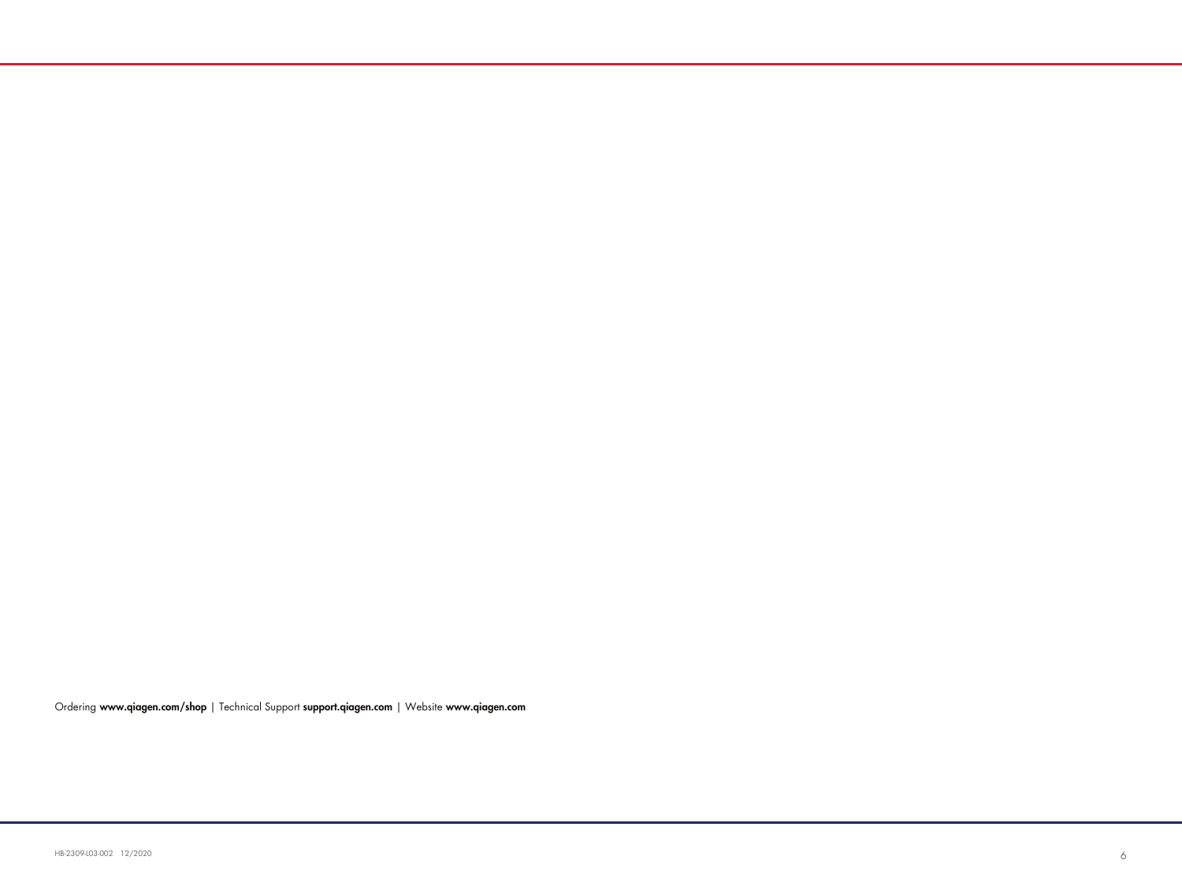Ordering **www.qiagen.com/shop** | Technical Support **support.qiagen.com** | Website **www.qiagen.com**

HB-2309-L03-002 12/2020